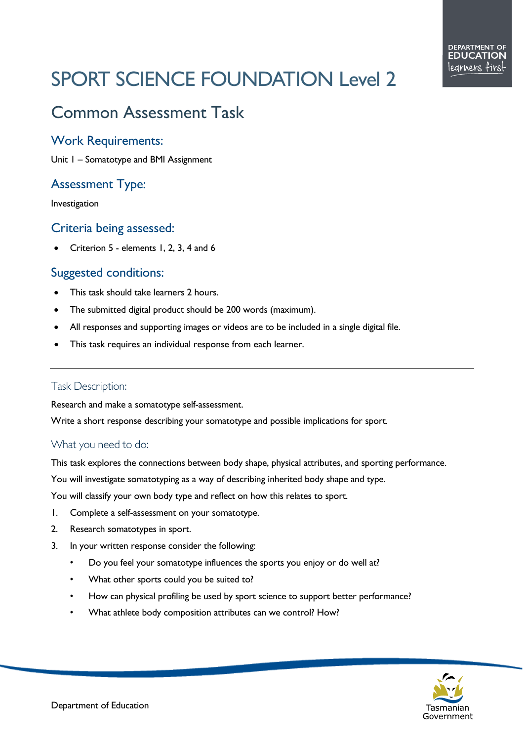# SPORT SCIENCE FOUNDATION Level 2

## Common Assessment Task

### Work Requirements:

Unit 1 – Somatotype and BMI Assignment

### Assessment Type:

Investigation

### Criteria being assessed:

- Criterion 5 - elements 1, 2, 3, 4 and 6

### Suggested conditions:

- This task should take learners 2 hours.
- The submitted digital product should be 200 words (maximum).
- All responses and supporting images or videos are to be included in a single digital file.
- This task requires an individual response from each learner.

---

#### Task Description:

Research and make a somatotype self-assessment.

Write a short response describing your somatotype and possible implications for sport.

#### What you need to do:

This task explores the connections between body shape, physical attributes, and sporting performance.

You will investigate somatotyping as a way of describing inherited body shape and type.

You will classify your own body type and reflect on how this relates to sport.

1. Complete a self-assessment on your somatotype.
2. Research somatotypes in sport.
3. In your written response consider the following:
   - Do you feel your somatotype influences the sports you enjoy or do well at?
   - What other sports could you be suited to?
   - How can physical profiling be used by sport science to support better performance?
   - What athlete body composition attributes can we control? How?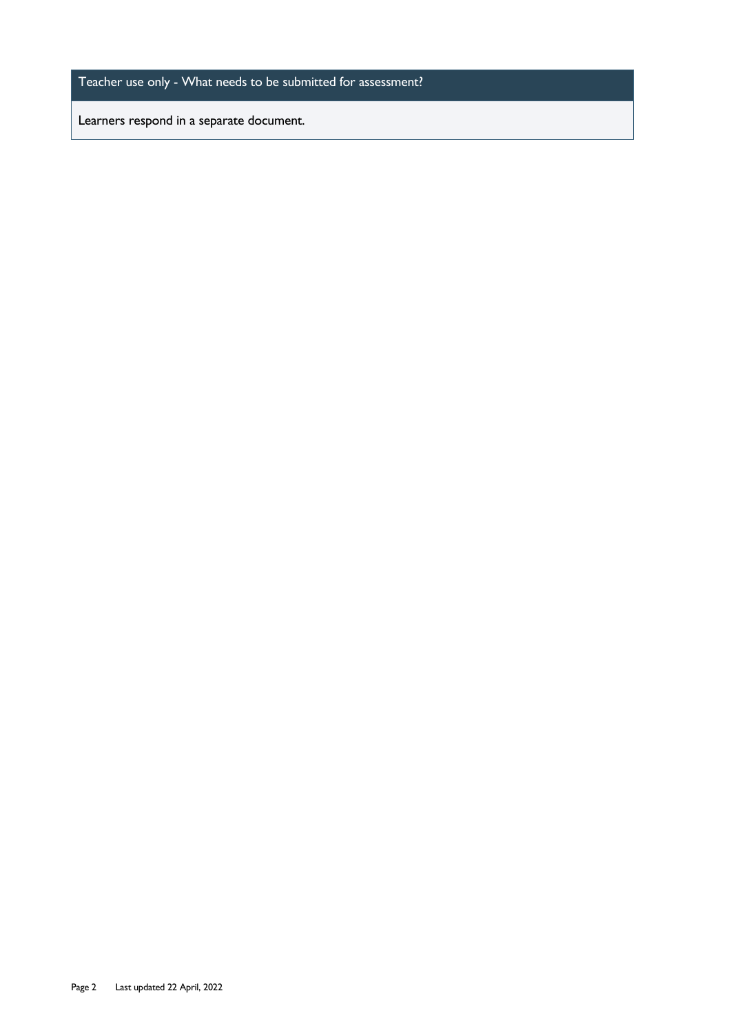| Teacher use only - What needs to be submitted for assessment? |
| --- |
| Learners respond in a separate document. |